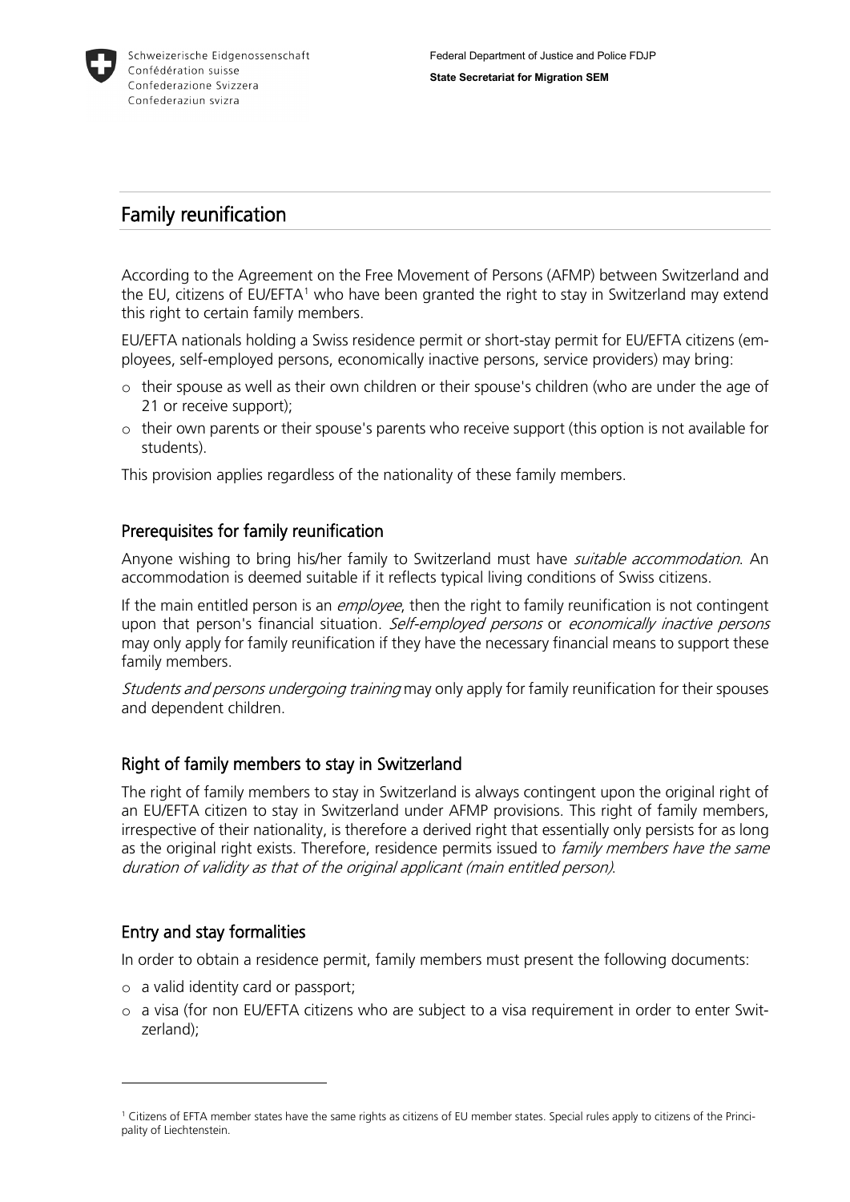Schweizerische Eidgenossenschaft
Confédération suisse
Confederazione Svizzera
Confederaziun svizra

Federal Department of Justice and Police FDJP

**State Secretariat for Migration SEM**

# Family reunification

According to the Agreement on the Free Movement of Persons (AFMP) between Switzerland and the EU, citizens of EU/EFTA[1] who have been granted the right to stay in Switzerland may extend this right to certain family members.

EU/EFTA nationals holding a Swiss residence permit or short-stay permit for EU/EFTA citizens (employees, self-employed persons, economically inactive persons, service providers) may bring:

- their spouse as well as their own children or their spouse's children (who are under the age of 21 or receive support);
- their own parents or their spouse's parents who receive support (this option is not available for students).

This provision applies regardless of the nationality of these family members.

## Prerequisites for family reunification

Anyone wishing to bring his/her family to Switzerland must have *suitable accommodation*. An accommodation is deemed suitable if it reflects typical living conditions of Swiss citizens.

If the main entitled person is an *employee*, then the right to family reunification is not contingent upon that person's financial situation. *Self-employed persons* or *economically inactive persons* may only apply for family reunification if they have the necessary financial means to support these family members.

*Students and persons undergoing training* may only apply for family reunification for their spouses and dependent children.

## Right of family members to stay in Switzerland

The right of family members to stay in Switzerland is always contingent upon the original right of an EU/EFTA citizen to stay in Switzerland under AFMP provisions. This right of family members, irrespective of their nationality, is therefore a derived right that essentially only persists for as long as the original right exists. Therefore, residence permits issued to *family members have the same duration of validity as that of the original applicant (main entitled person).*

## Entry and stay formalities

In order to obtain a residence permit, family members must present the following documents:

- a valid identity card or passport;
- a visa (for non EU/EFTA citizens who are subject to a visa requirement in order to enter Switzerland);

---

[1] Citizens of EFTA member states have the same rights as citizens of EU member states. Special rules apply to citizens of the Principality of Liechtenstein.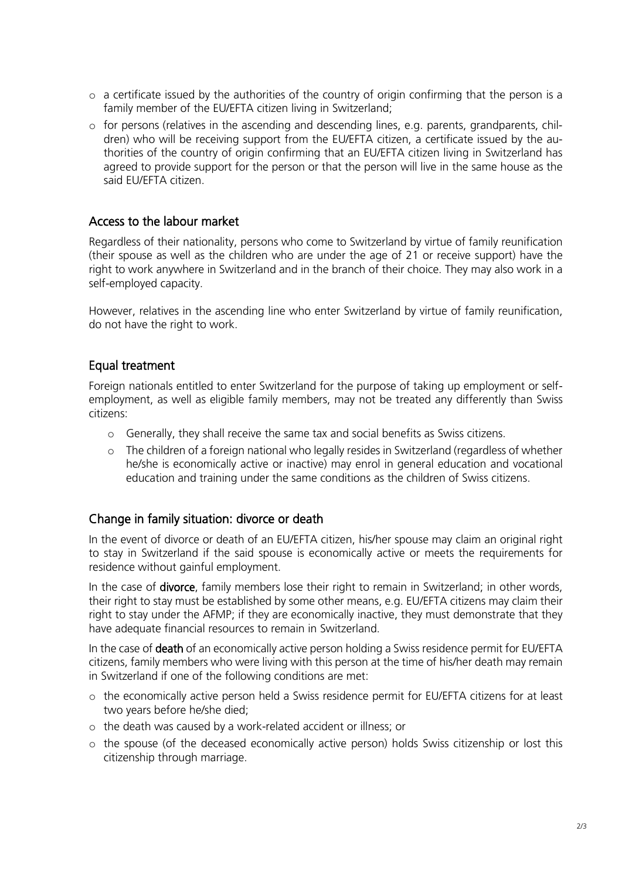- a certificate issued by the authorities of the country of origin confirming that the person is a family member of the EU/EFTA citizen living in Switzerland;
- for persons (relatives in the ascending and descending lines, e.g. parents, grandparents, children) who will be receiving support from the EU/EFTA citizen, a certificate issued by the authorities of the country of origin confirming that an EU/EFTA citizen living in Switzerland has agreed to provide support for the person or that the person will live in the same house as the said EU/EFTA citizen.

## Access to the labour market

Regardless of their nationality, persons who come to Switzerland by virtue of family reunification (their spouse as well as the children who are under the age of 21 or receive support) have the right to work anywhere in Switzerland and in the branch of their choice. They may also work in a self-employed capacity.

However, relatives in the ascending line who enter Switzerland by virtue of family reunification, do not have the right to work.

## Equal treatment

Foreign nationals entitled to enter Switzerland for the purpose of taking up employment or self-employment, as well as eligible family members, may not be treated any differently than Swiss citizens:

- Generally, they shall receive the same tax and social benefits as Swiss citizens.
- The children of a foreign national who legally resides in Switzerland (regardless of whether he/she is economically active or inactive) may enrol in general education and vocational education and training under the same conditions as the children of Swiss citizens.

## Change in family situation: divorce or death

In the event of divorce or death of an EU/EFTA citizen, his/her spouse may claim an original right to stay in Switzerland if the said spouse is economically active or meets the requirements for residence without gainful employment.

In the case of **divorce**, family members lose their right to remain in Switzerland; in other words, their right to stay must be established by some other means, e.g. EU/EFTA citizens may claim their right to stay under the AFMP; if they are economically inactive, they must demonstrate that they have adequate financial resources to remain in Switzerland.

In the case of **death** of an economically active person holding a Swiss residence permit for EU/EFTA citizens, family members who were living with this person at the time of his/her death may remain in Switzerland if one of the following conditions are met:

- the economically active person held a Swiss residence permit for EU/EFTA citizens for at least two years before he/she died;
- the death was caused by a work-related accident or illness; or
- the spouse (of the deceased economically active person) holds Swiss citizenship or lost this citizenship through marriage.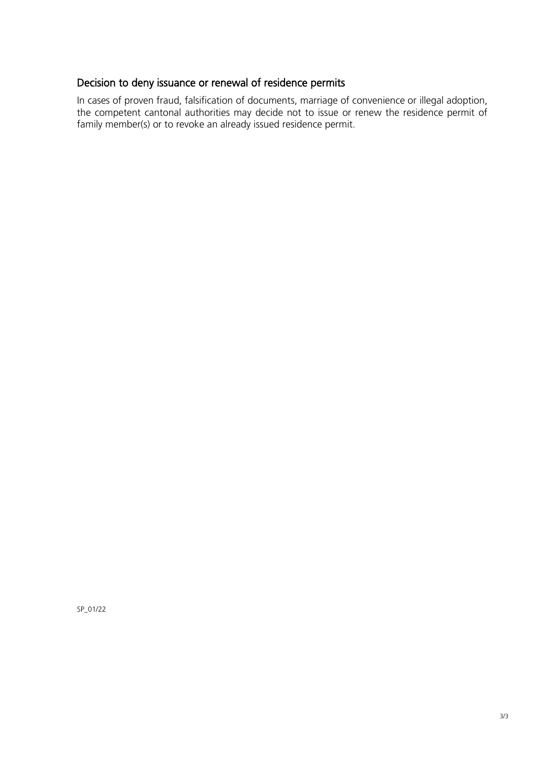## Decision to deny issuance or renewal of residence permits

In cases of proven fraud, falsification of documents, marriage of convenience or illegal adoption, the competent cantonal authorities may decide not to issue or renew the residence permit of family member(s) or to revoke an already issued residence permit.

SP_01/22